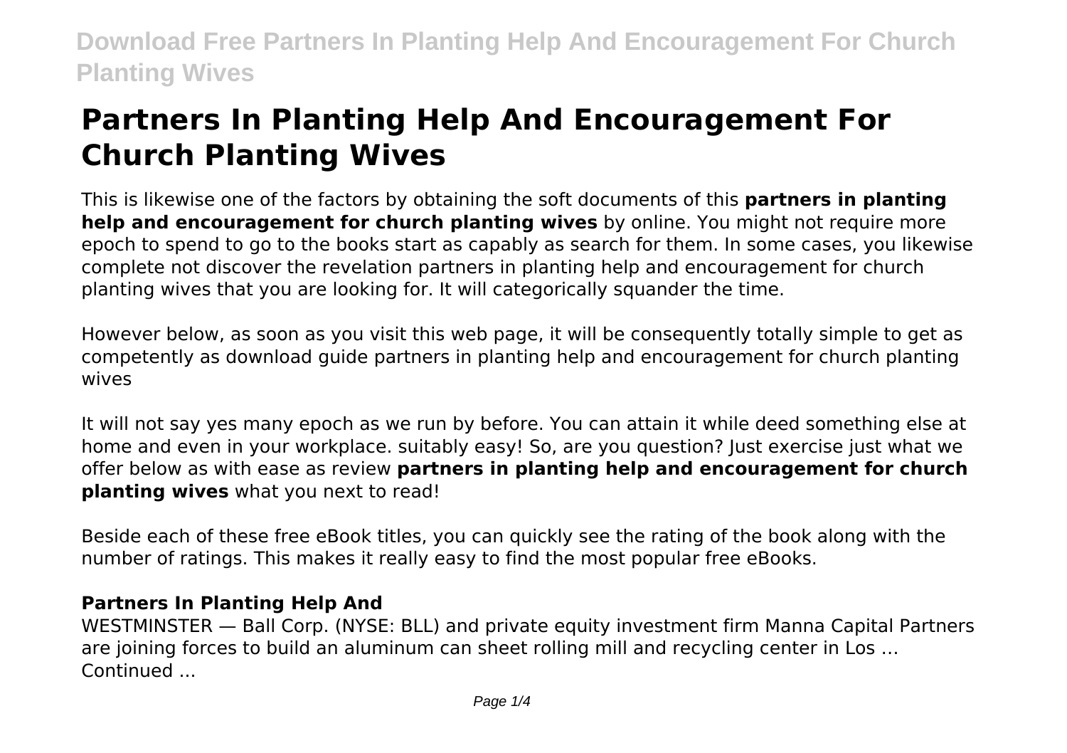# Partners In Planting Help And Encouragement For Church Planting Wives

This is likewise one of the factors by obtaining the soft documents of this **partners in planting help and encouragement for church planting wives** by online. You might not require more epoch to spend to go to the books start as capably as search for them. In some cases, you likewise complete not discover the revelation partners in planting help and encouragement for church planting wives that you are looking for. It will categorically squander the time.

However below, as soon as you visit this web page, it will be consequently totally simple to get as competently as download guide partners in planting help and encouragement for church planting wives

It will not say yes many epoch as we run by before. You can attain it while deed something else at home and even in your workplace. suitably easy! So, are you question? Just exercise just what we offer below as with ease as review **partners in planting help and encouragement for church planting wives** what you next to read!

Beside each of these free eBook titles, you can quickly see the rating of the book along with the number of ratings. This makes it really easy to find the most popular free eBooks.

### Partners In Planting Help And

WESTMINSTER — Ball Corp. (NYSE: BLL) and private equity investment firm Manna Capital Partners are joining forces to build an aluminum can sheet rolling mill and recycling center in Los … Continued ...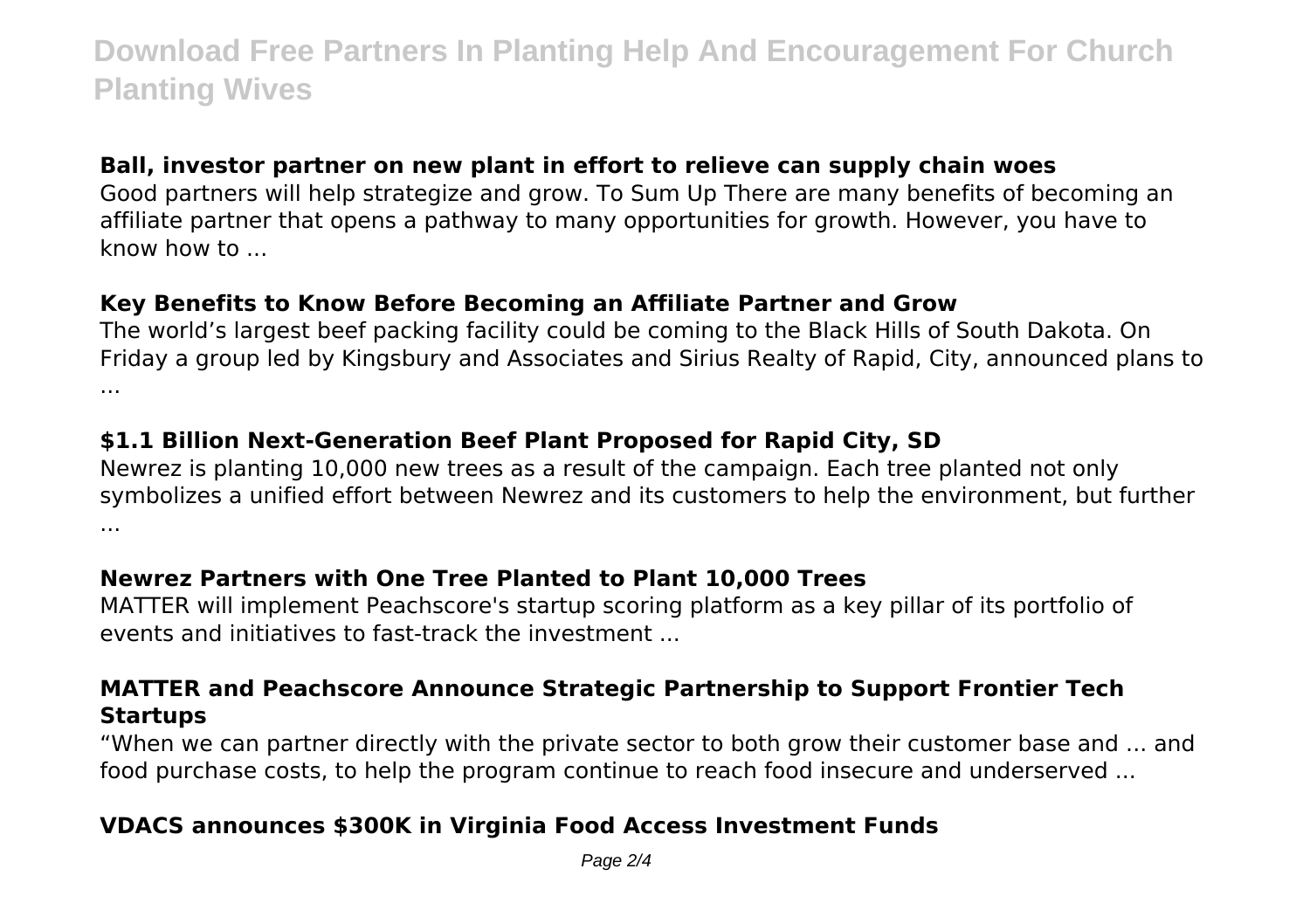### Ball, investor partner on new plant in effort to relieve can supply chain woes

Good partners will help strategize and grow. To Sum Up There are many benefits of becoming an affiliate partner that opens a pathway to many opportunities for growth. However, you have to know how to ...

### Key Benefits to Know Before Becoming an Affiliate Partner and Grow

The world’s largest beef packing facility could be coming to the Black Hills of South Dakota. On Friday a group led by Kingsbury and Associates and Sirius Realty of Rapid, City, announced plans to ...

### $1.1 Billion Next-Generation Beef Plant Proposed for Rapid City, SD

Newrez is planting 10,000 new trees as a result of the campaign. Each tree planted not only symbolizes a unified effort between Newrez and its customers to help the environment, but further ...

### Newrez Partners with One Tree Planted to Plant 10,000 Trees

MATTER will implement Peachscore's startup scoring platform as a key pillar of its portfolio of events and initiatives to fast-track the investment ...

### MATTER and Peachscore Announce Strategic Partnership to Support Frontier Tech Startups

“When we can partner directly with the private sector to both grow their customer base and ... and food purchase costs, to help the program continue to reach food insecure and underserved ...

### VDACS announces $300K in Virginia Food Access Investment Funds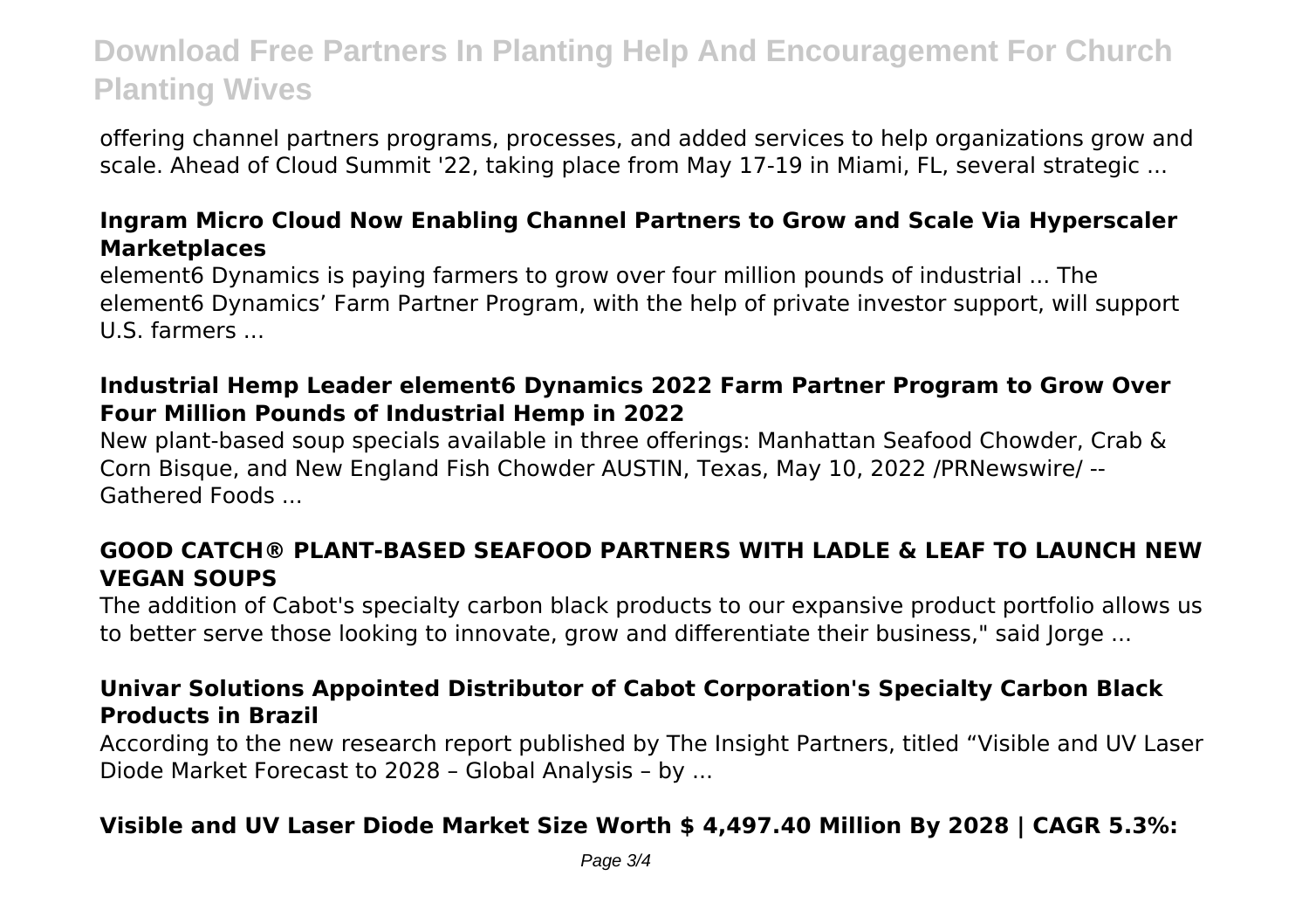offering channel partners programs, processes, and added services to help organizations grow and scale. Ahead of Cloud Summit '22, taking place from May 17-19 in Miami, FL, several strategic ...

### Ingram Micro Cloud Now Enabling Channel Partners to Grow and Scale Via Hyperscaler Marketplaces

element6 Dynamics is paying farmers to grow over four million pounds of industrial ... The element6 Dynamics' Farm Partner Program, with the help of private investor support, will support U.S. farmers ...

### Industrial Hemp Leader element6 Dynamics 2022 Farm Partner Program to Grow Over Four Million Pounds of Industrial Hemp in 2022

New plant-based soup specials available in three offerings: Manhattan Seafood Chowder, Crab & Corn Bisque, and New England Fish Chowder AUSTIN, Texas, May 10, 2022 /PRNewswire/ -- Gathered Foods ...

### GOOD CATCH® PLANT-BASED SEAFOOD PARTNERS WITH LADLE & LEAF TO LAUNCH NEW VEGAN SOUPS

The addition of Cabot's specialty carbon black products to our expansive product portfolio allows us to better serve those looking to innovate, grow and differentiate their business," said Jorge ...

### Univar Solutions Appointed Distributor of Cabot Corporation's Specialty Carbon Black Products in Brazil

According to the new research report published by The Insight Partners, titled "Visible and UV Laser Diode Market Forecast to 2028 – Global Analysis – by ...

### Visible and UV Laser Diode Market Size Worth $ 4,497.40 Million By 2028 | CAGR 5.3%: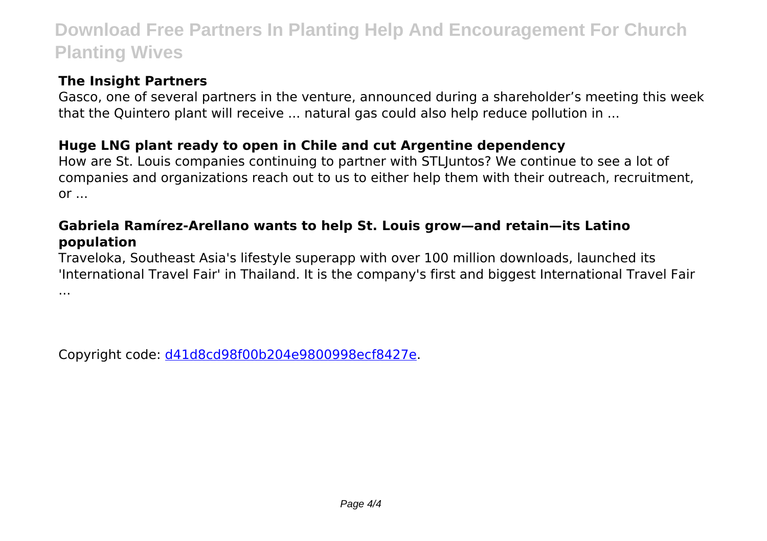### The Insight Partners

Gasco, one of several partners in the venture, announced during a shareholder’s meeting this week that the Quintero plant will receive ... natural gas could also help reduce pollution in ...

### Huge LNG plant ready to open in Chile and cut Argentine dependency

How are St. Louis companies continuing to partner with STLJuntos? We continue to see a lot of companies and organizations reach out to us to either help them with their outreach, recruitment, or ...

### Gabriela Ramírez-Arellano wants to help St. Louis grow—and retain—its Latino population

Traveloka, Southeast Asia's lifestyle superapp with over 100 million downloads, launched its 'International Travel Fair' in Thailand. It is the company's first and biggest International Travel Fair ...

Copyright code: d41d8cd98f00b204e9800998ecf8427e.